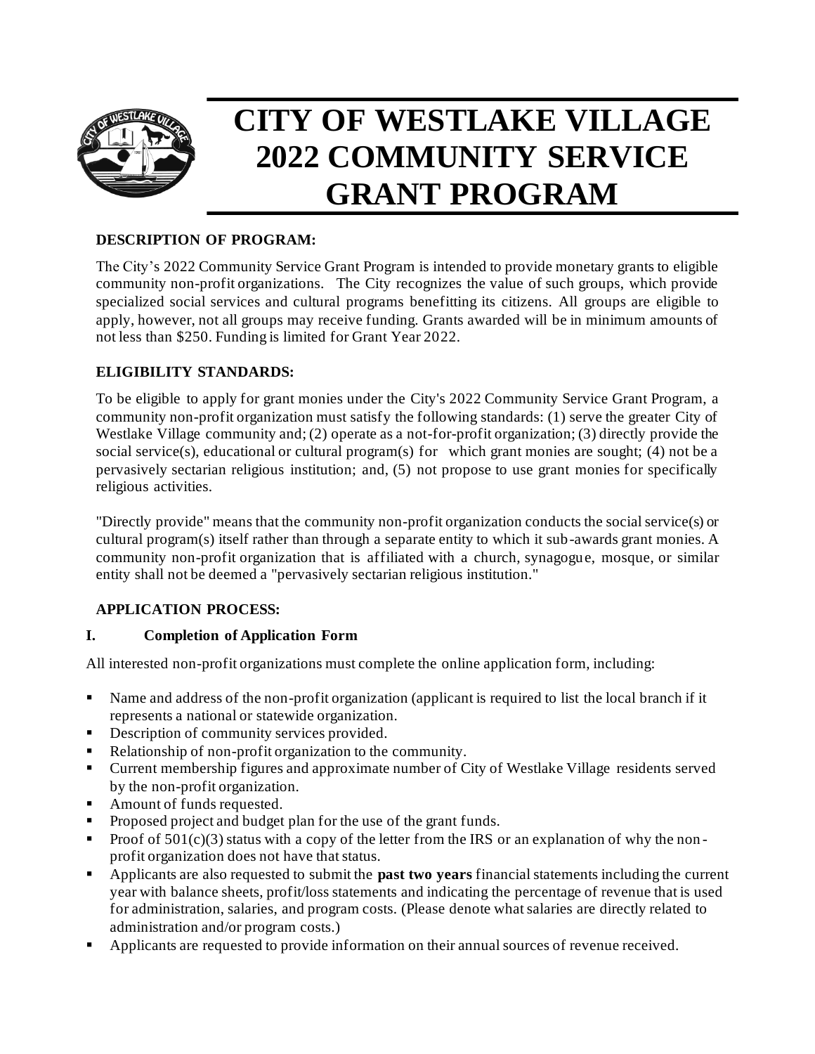# CITY OF WESTLAKE VILLAGE 2022 COMMUNITY SERVICE GRANT PROGRAM

**DESCRIPTION OF PROGRAM:**

The City's 2022 Community Service Grant Program is intended to provide monetary grants to eligible community non-profit organizations. The City recognizes the value of such groups, which provide specialized social services and cultural programs benefitting its citizens. All groups are eligible to apply, however, not all groups may receive funding. Grants awarded will be in minimum amounts of not less than $250. Funding is limited for Grant Year 2022.

**ELIGIBILITY STANDARDS:**

To be eligible to apply for grant monies under the City's 2022 Community Service Grant Program, a community non-profit organization must satisfy the following standards: (1) serve the greater City of Westlake Village community and; (2) operate as a not-for-profit organization; (3) directly provide the social service(s), educational or cultural program(s) for which grant monies are sought; (4) not be a pervasively sectarian religious institution; and, (5) not propose to use grant monies for specifically religious activities.

"Directly provide" means that the community non-profit organization conducts the social service(s) or cultural program(s) itself rather than through a separate entity to which it sub-awards grant monies. A community non-profit organization that is affiliated with a church, synagogue, mosque, or similar entity shall not be deemed a "pervasively sectarian religious institution."

**APPLICATION PROCESS:**

**I. Completion of Application Form**

All interested non-profit organizations must complete the online application form, including:

- Name and address of the non-profit organization (applicant is required to list the local branch if it represents a national or statewide organization.
- Description of community services provided.
- Relationship of non-profit organization to the community.
- Current membership figures and approximate number of City of Westlake Village residents served by the non-profit organization.
- Amount of funds requested.
- Proposed project and budget plan for the use of the grant funds.
- Proof of 501(c)(3) status with a copy of the letter from the IRS or an explanation of why the non-profit organization does not have that status.
- Applicants are also requested to submit the **past two years** financial statements including the current year with balance sheets, profit/loss statements and indicating the percentage of revenue that is used for administration, salaries, and program costs. (Please denote what salaries are directly related to administration and/or program costs.)
- Applicants are requested to provide information on their annual sources of revenue received.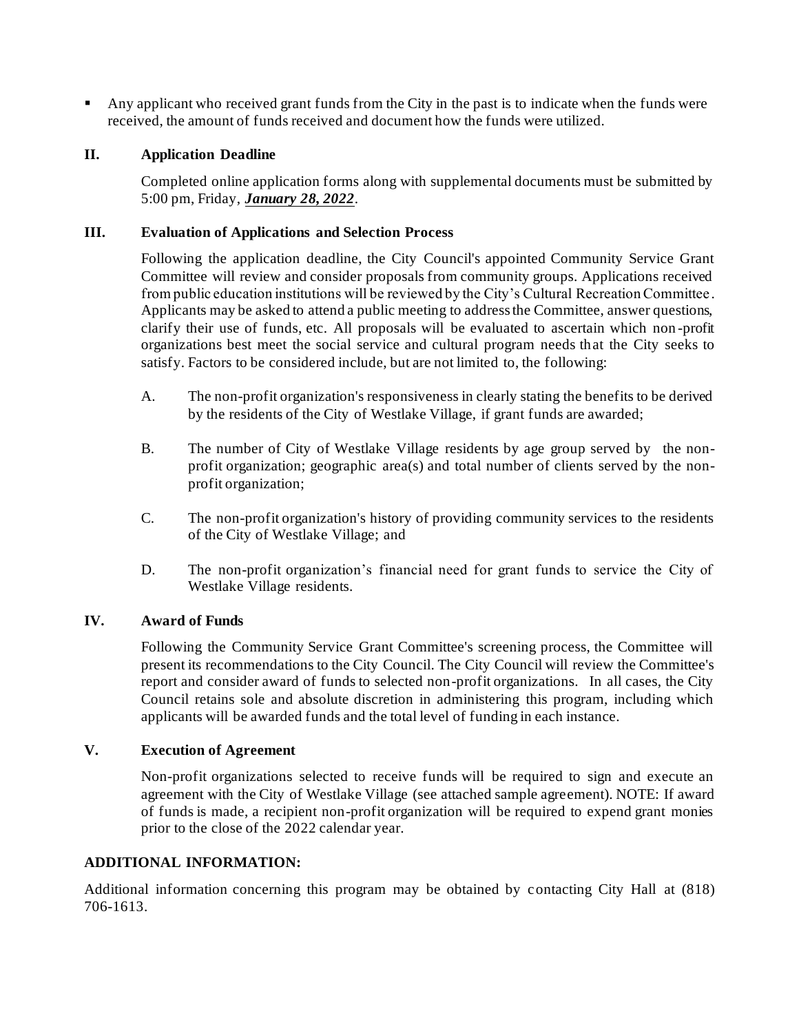- Any applicant who received grant funds from the City in the past is to indicate when the funds were received, the amount of funds received and document how the funds were utilized.

## II. Application Deadline

Completed online application forms along with supplemental documents must be submitted by 5:00 pm, Friday, ***January 28, 2022***.

## III. Evaluation of Applications and Selection Process

Following the application deadline, the City Council's appointed Community Service Grant Committee will review and consider proposals from community groups. Applications received from public education institutions will be reviewed by the City's Cultural Recreation Committee. Applicants may be asked to attend a public meeting to address the Committee, answer questions, clarify their use of funds, etc. All proposals will be evaluated to ascertain which non-profit organizations best meet the social service and cultural program needs that the City seeks to satisfy. Factors to be considered include, but are not limited to, the following:

A. The non-profit organization's responsiveness in clearly stating the benefits to be derived by the residents of the City of Westlake Village, if grant funds are awarded;

B. The number of City of Westlake Village residents by age group served by the non-profit organization; geographic area(s) and total number of clients served by the non-profit organization;

C. The non-profit organization's history of providing community services to the residents of the City of Westlake Village; and

D. The non-profit organization's financial need for grant funds to service the City of Westlake Village residents.

## IV. Award of Funds

Following the Community Service Grant Committee's screening process, the Committee will present its recommendations to the City Council. The City Council will review the Committee's report and consider award of funds to selected non-profit organizations. In all cases, the City Council retains sole and absolute discretion in administering this program, including which applicants will be awarded funds and the total level of funding in each instance.

## V. Execution of Agreement

Non-profit organizations selected to receive funds will be required to sign and execute an agreement with the City of Westlake Village (see attached sample agreement). NOTE: If award of funds is made, a recipient non-profit organization will be required to expend grant monies prior to the close of the 2022 calendar year.

## ADDITIONAL INFORMATION:

Additional information concerning this program may be obtained by contacting City Hall at (818) 706-1613.